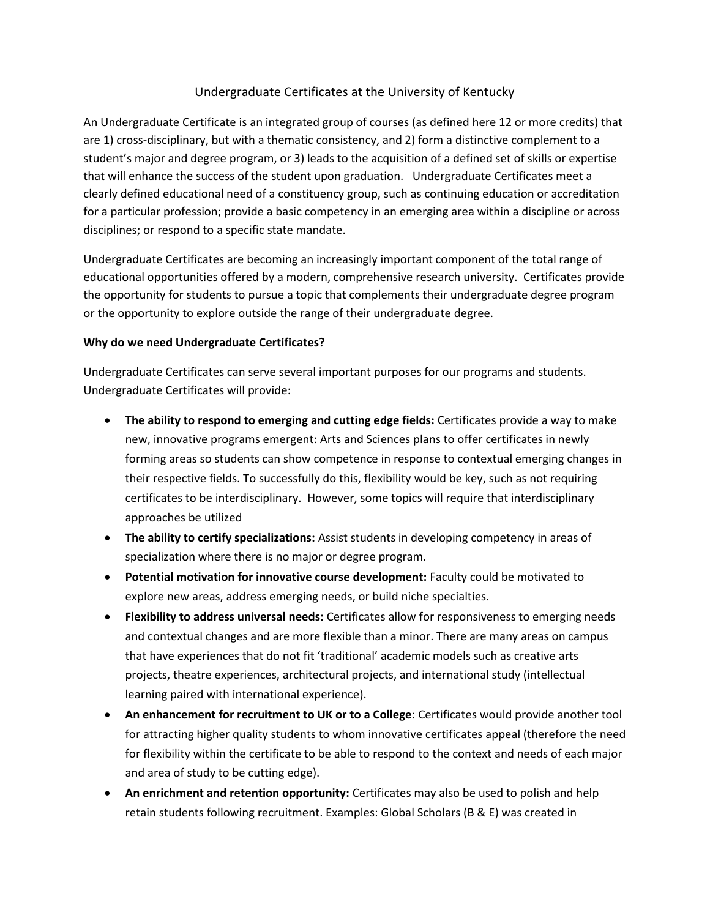# Undergraduate Certificates at the University of Kentucky

An Undergraduate Certificate is an integrated group of courses (as defined here 12 or more credits) that are 1) cross-disciplinary, but with a thematic consistency, and 2) form a distinctive complement to a student's major and degree program, or 3) leads to the acquisition of a defined set of skills or expertise that will enhance the success of the student upon graduation. Undergraduate Certificates meet a clearly defined educational need of a constituency group, such as continuing education or accreditation for a particular profession; provide a basic competency in an emerging area within a discipline or across disciplines; or respond to a specific state mandate.

Undergraduate Certificates are becoming an increasingly important component of the total range of educational opportunities offered by a modern, comprehensive research university. Certificates provide the opportunity for students to pursue a topic that complements their undergraduate degree program or the opportunity to explore outside the range of their undergraduate degree.

**Why do we need Undergraduate Certificates?**

Undergraduate Certificates can serve several important purposes for our programs and students. Undergraduate Certificates will provide:

- **The ability to respond to emerging and cutting edge fields:** Certificates provide a way to make new, innovative programs emergent: Arts and Sciences plans to offer certificates in newly forming areas so students can show competence in response to contextual emerging changes in their respective fields. To successfully do this, flexibility would be key, such as not requiring certificates to be interdisciplinary. However, some topics will require that interdisciplinary approaches be utilized
- **The ability to certify specializations:** Assist students in developing competency in areas of specialization where there is no major or degree program.
- **Potential motivation for innovative course development:** Faculty could be motivated to explore new areas, address emerging needs, or build niche specialties.
- **Flexibility to address universal needs:** Certificates allow for responsiveness to emerging needs and contextual changes and are more flexible than a minor. There are many areas on campus that have experiences that do not fit 'traditional' academic models such as creative arts projects, theatre experiences, architectural projects, and international study (intellectual learning paired with international experience).
- **An enhancement for recruitment to UK or to a College**: Certificates would provide another tool for attracting higher quality students to whom innovative certificates appeal (therefore the need for flexibility within the certificate to be able to respond to the context and needs of each major and area of study to be cutting edge).
- **An enrichment and retention opportunity:** Certificates may also be used to polish and help retain students following recruitment. Examples: Global Scholars (B & E) was created in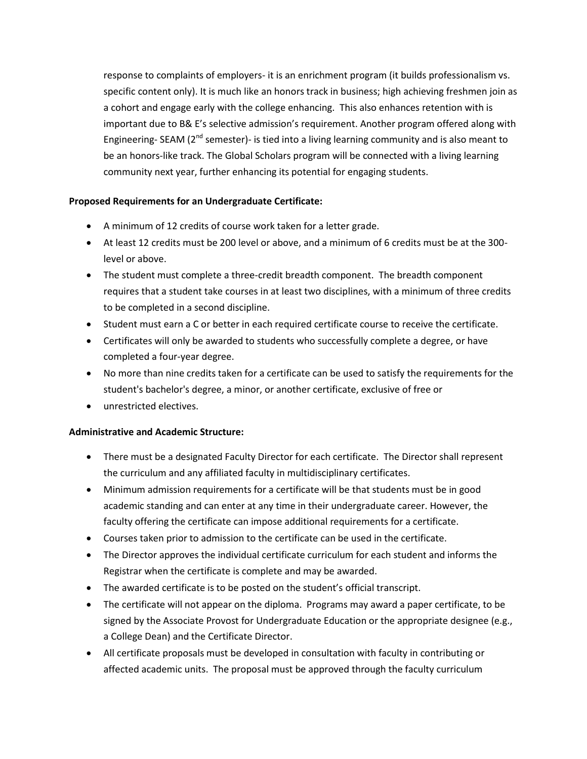response to complaints of employers- it is an enrichment program (it builds professionalism vs. specific content only). It is much like an honors track in business; high achieving freshmen join as a cohort and engage early with the college enhancing. This also enhances retention with is important due to B& E's selective admission's requirement. Another program offered along with Engineering- SEAM (2nd semester)- is tied into a living learning community and is also meant to be an honors-like track. The Global Scholars program will be connected with a living learning community next year, further enhancing its potential for engaging students.

**Proposed Requirements for an Undergraduate Certificate:**

- A minimum of 12 credits of course work taken for a letter grade.
- At least 12 credits must be 200 level or above, and a minimum of 6 credits must be at the 300-level or above.
- The student must complete a three-credit breadth component. The breadth component requires that a student take courses in at least two disciplines, with a minimum of three credits to be completed in a second discipline.
- Student must earn a C or better in each required certificate course to receive the certificate.
- Certificates will only be awarded to students who successfully complete a degree, or have completed a four-year degree.
- No more than nine credits taken for a certificate can be used to satisfy the requirements for the student's bachelor's degree, a minor, or another certificate, exclusive of free or
- unrestricted electives.

**Administrative and Academic Structure:**

- There must be a designated Faculty Director for each certificate. The Director shall represent the curriculum and any affiliated faculty in multidisciplinary certificates.
- Minimum admission requirements for a certificate will be that students must be in good academic standing and can enter at any time in their undergraduate career. However, the faculty offering the certificate can impose additional requirements for a certificate.
- Courses taken prior to admission to the certificate can be used in the certificate.
- The Director approves the individual certificate curriculum for each student and informs the Registrar when the certificate is complete and may be awarded.
- The awarded certificate is to be posted on the student's official transcript.
- The certificate will not appear on the diploma. Programs may award a paper certificate, to be signed by the Associate Provost for Undergraduate Education or the appropriate designee (e.g., a College Dean) and the Certificate Director.
- All certificate proposals must be developed in consultation with faculty in contributing or affected academic units. The proposal must be approved through the faculty curriculum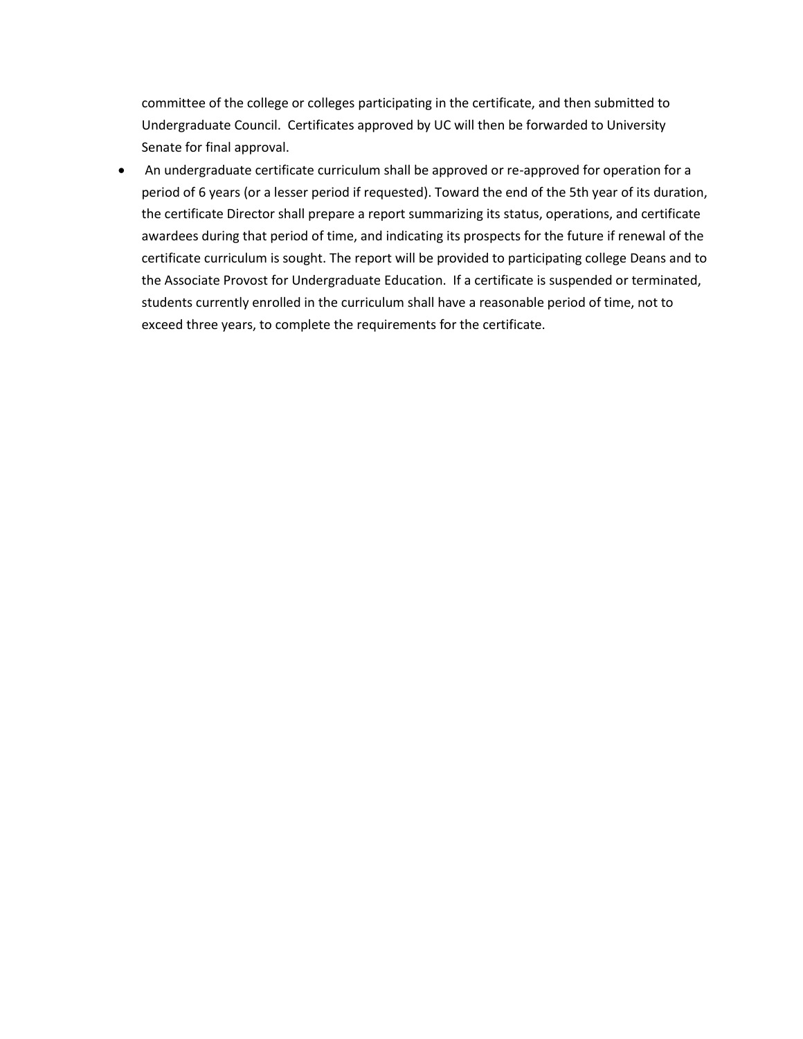committee of the college or colleges participating in the certificate, and then submitted to Undergraduate Council. Certificates approved by UC will then be forwarded to University Senate for final approval.

- An undergraduate certificate curriculum shall be approved or re-approved for operation for a period of 6 years (or a lesser period if requested). Toward the end of the 5th year of its duration, the certificate Director shall prepare a report summarizing its status, operations, and certificate awardees during that period of time, and indicating its prospects for the future if renewal of the certificate curriculum is sought. The report will be provided to participating college Deans and to the Associate Provost for Undergraduate Education. If a certificate is suspended or terminated, students currently enrolled in the curriculum shall have a reasonable period of time, not to exceed three years, to complete the requirements for the certificate.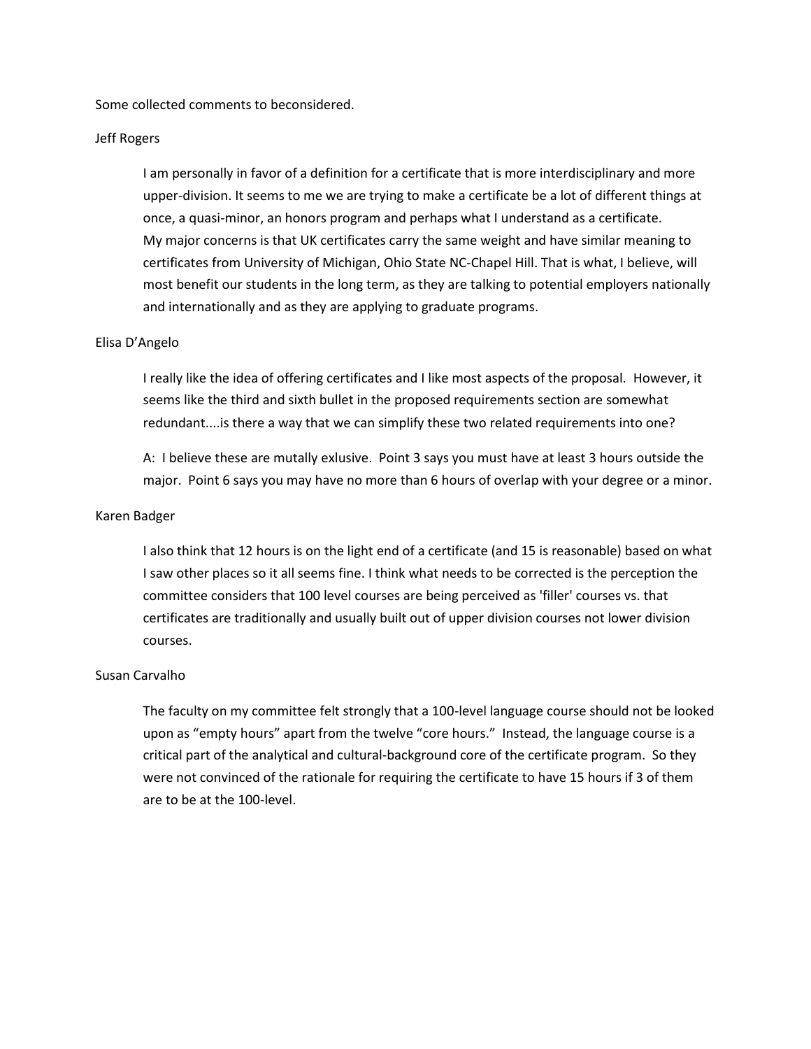Some collected comments to beconsidered.

Jeff Rogers

> I am personally in favor of a definition for a certificate that is more interdisciplinary and more upper-division. It seems to me we are trying to make a certificate be a lot of different things at once, a quasi-minor, an honors program and perhaps what I understand as a certificate.
> My major concerns is that UK certificates carry the same weight and have similar meaning to certificates from University of Michigan, Ohio State NC-Chapel Hill. That is what, I believe, will most benefit our students in the long term, as they are talking to potential employers nationally and internationally and as they are applying to graduate programs.

Elisa D'Angelo

> I really like the idea of offering certificates and I like most aspects of the proposal. However, it seems like the third and sixth bullet in the proposed requirements section are somewhat redundant....is there a way that we can simplify these two related requirements into one?
>
> A: I believe these are mutally exlusive. Point 3 says you must have at least 3 hours outside the major. Point 6 says you may have no more than 6 hours of overlap with your degree or a minor.

Karen Badger

> I also think that 12 hours is on the light end of a certificate (and 15 is reasonable) based on what I saw other places so it all seems fine. I think what needs to be corrected is the perception the committee considers that 100 level courses are being perceived as 'filler' courses vs. that certificates are traditionally and usually built out of upper division courses not lower division courses.

Susan Carvalho

> The faculty on my committee felt strongly that a 100-level language course should not be looked upon as "empty hours" apart from the twelve "core hours." Instead, the language course is a critical part of the analytical and cultural-background core of the certificate program. So they were not convinced of the rationale for requiring the certificate to have 15 hours if 3 of them are to be at the 100-level.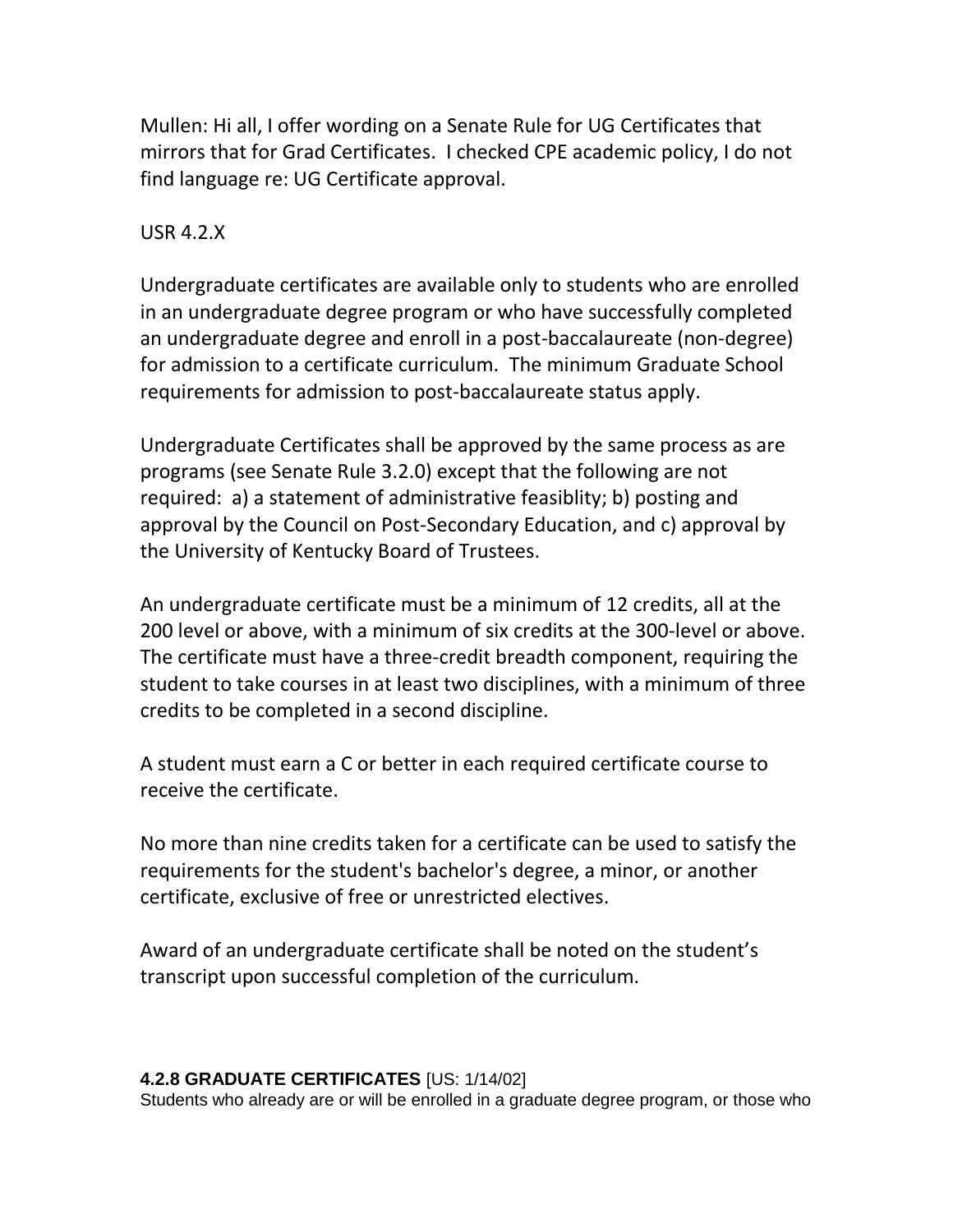Mullen: Hi all, I offer wording on a Senate Rule for UG Certificates that mirrors that for Grad Certificates.  I checked CPE academic policy, I do not find language re: UG Certificate approval.

USR 4.2.X

Undergraduate certificates are available only to students who are enrolled in an undergraduate degree program or who have successfully completed an undergraduate degree and enroll in a post-baccalaureate (non-degree) for admission to a certificate curriculum.  The minimum Graduate School requirements for admission to post-baccalaureate status apply.

Undergraduate Certificates shall be approved by the same process as are programs (see Senate Rule 3.2.0) except that the following are not required:  a) a statement of administrative feasiblity; b) posting and approval by the Council on Post-Secondary Education, and c) approval by the University of Kentucky Board of Trustees.

An undergraduate certificate must be a minimum of 12 credits, all at the 200 level or above, with a minimum of six credits at the 300-level or above. The certificate must have a three-credit breadth component, requiring the student to take courses in at least two disciplines, with a minimum of three credits to be completed in a second discipline.

A student must earn a C or better in each required certificate course to receive the certificate.

No more than nine credits taken for a certificate can be used to satisfy the requirements for the student's bachelor's degree, a minor, or another certificate, exclusive of free or unrestricted electives.

Award of an undergraduate certificate shall be noted on the student's transcript upon successful completion of the curriculum.

**4.2.8 GRADUATE CERTIFICATES** [US: 1/14/02]
Students who already are or will be enrolled in a graduate degree program, or those who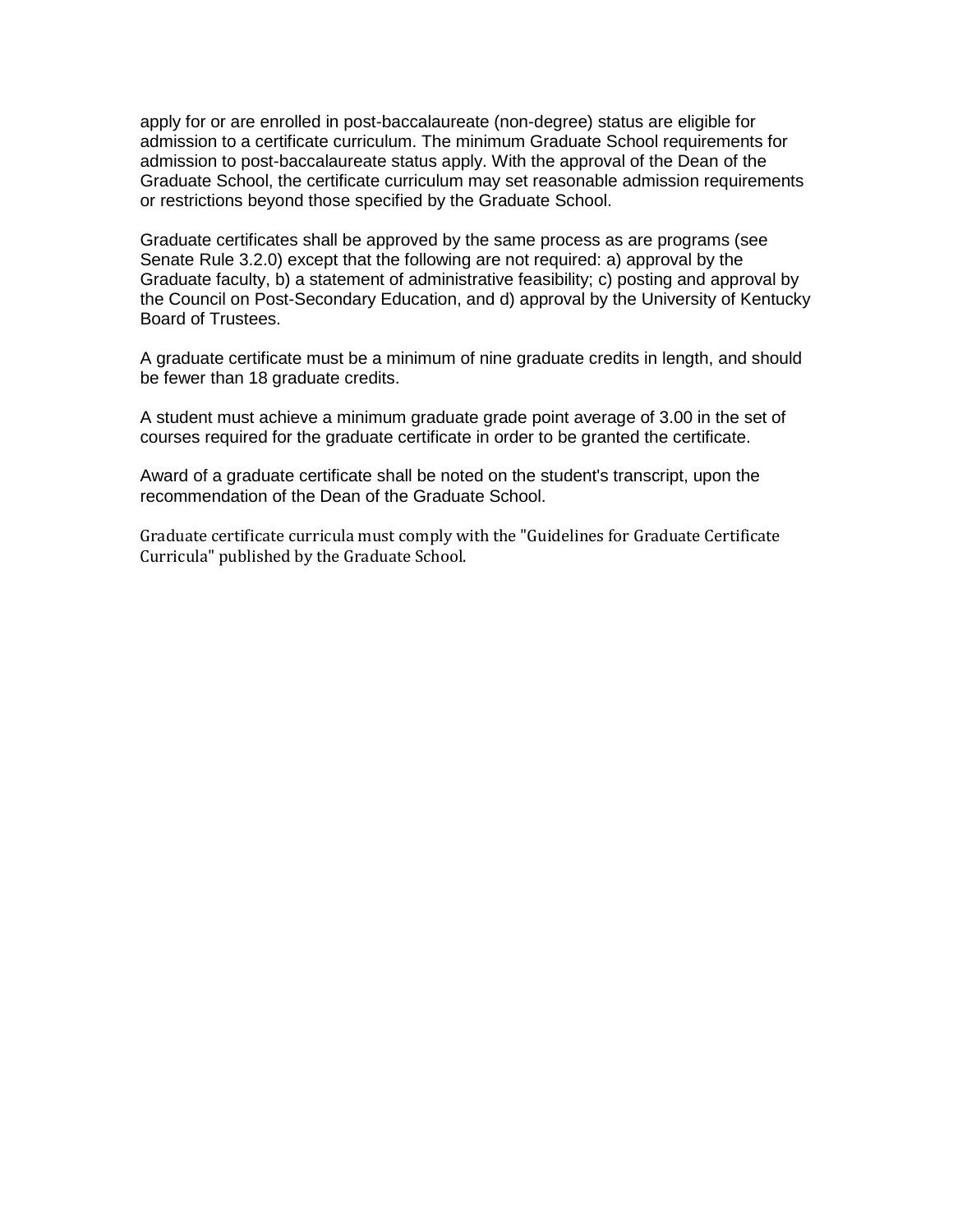apply for or are enrolled in post-baccalaureate (non-degree) status are eligible for admission to a certificate curriculum. The minimum Graduate School requirements for admission to post-baccalaureate status apply. With the approval of the Dean of the Graduate School, the certificate curriculum may set reasonable admission requirements or restrictions beyond those specified by the Graduate School.

Graduate certificates shall be approved by the same process as are programs (see Senate Rule 3.2.0) except that the following are not required: a) approval by the Graduate faculty, b) a statement of administrative feasibility; c) posting and approval by the Council on Post-Secondary Education, and d) approval by the University of Kentucky Board of Trustees.

A graduate certificate must be a minimum of nine graduate credits in length, and should be fewer than 18 graduate credits.

A student must achieve a minimum graduate grade point average of 3.00 in the set of courses required for the graduate certificate in order to be granted the certificate.

Award of a graduate certificate shall be noted on the student's transcript, upon the recommendation of the Dean of the Graduate School.

Graduate certificate curricula must comply with the "Guidelines for Graduate Certificate Curricula" published by the Graduate School.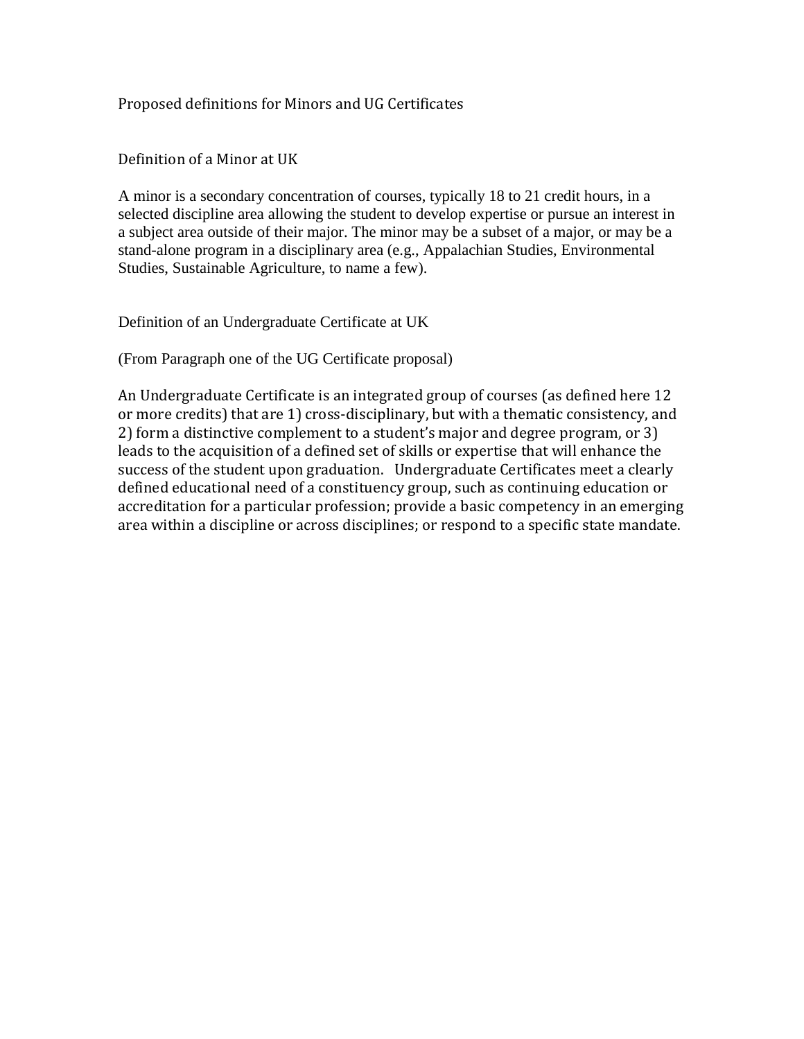# Proposed definitions for Minors and UG Certificates

## Definition of a Minor at UK

A minor is a secondary concentration of courses, typically 18 to 21 credit hours, in a selected discipline area allowing the student to develop expertise or pursue an interest in a subject area outside of their major. The minor may be a subset of a major, or may be a stand-alone program in a disciplinary area (e.g., Appalachian Studies, Environmental Studies, Sustainable Agriculture, to name a few).

## Definition of an Undergraduate Certificate at UK

(From Paragraph one of the UG Certificate proposal)

An Undergraduate Certificate is an integrated group of courses (as defined here 12 or more credits) that are 1) cross-disciplinary, but with a thematic consistency, and 2) form a distinctive complement to a student's major and degree program, or 3) leads to the acquisition of a defined set of skills or expertise that will enhance the success of the student upon graduation. Undergraduate Certificates meet a clearly defined educational need of a constituency group, such as continuing education or accreditation for a particular profession; provide a basic competency in an emerging area within a discipline or across disciplines; or respond to a specific state mandate.